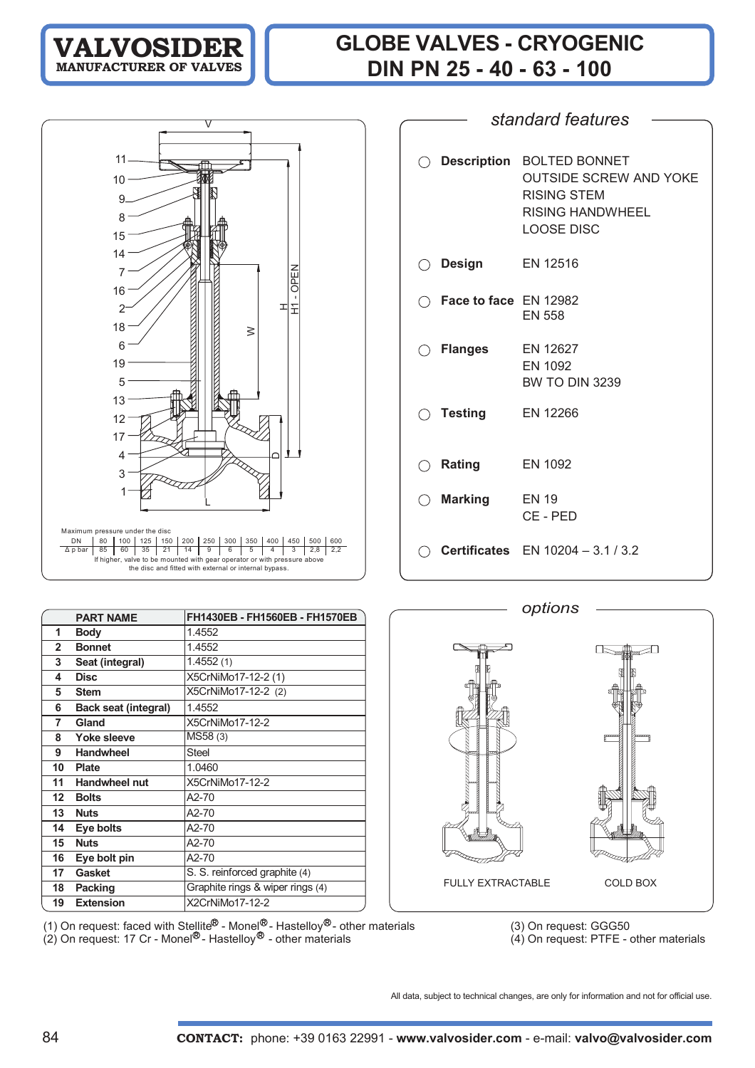**VALVOSIDER**
MANUFACTURER OF VALVES

# GLOBE VALVES - CRYOGENIC
# DIN PN 25 - 40 - 63 - 100

Maximum pressure under the disc

| DN | 80 | 100 | 125 | 150 | 200 | 250 | 300 | 350 | 400 | 450 | 500 | 600 |
|---|---|---|---|---|---|---|---|---|---|---|---|---|
| Δ p bar | 85 | 60 | 35 | 21 | 14 | 9 | 6 | 5 | 4 | 3 | 2,8 | 2,2 |

If higher, valve to be mounted with gear operator or with pressure above the disc and fitted with external or internal bypass.

## *standard features*

- **Description** BOLTED BONNET
  OUTSIDE SCREW AND YOKE
  RISING STEM
  RISING HANDWHEEL
  LOOSE DISC
- **Design** EN 12516
- **Face to face** EN 12982
  EN 558
- **Flanges** EN 12627
  EN 1092
  BW TO DIN 3239
- **Testing** EN 12266
- **Rating** EN 1092
- **Marking** EN 19
  CE - PED
- **Certificates** EN 10204 – 3.1 / 3.2

| | PART NAME | FH1430EB - FH1560EB - FH1570EB |
|---|---|---|
| 1 | **Body** | 1.4552 |
| 2 | **Bonnet** | 1.4552 |
| 3 | **Seat (integral)** | 1.4552 (1) |
| 4 | **Disc** | X5CrNiMo17-12-2 (1) |
| 5 | **Stem** | X5CrNiMo17-12-2 (2) |
| 6 | **Back seat (integral)** | 1.4552 |
| 7 | **Gland** | X5CrNiMo17-12-2 |
| 8 | **Yoke sleeve** | MS58 (3) |
| 9 | **Handwheel** | Steel |
| 10 | **Plate** | 1.0460 |
| 11 | **Handwheel nut** | X5CrNiMo17-12-2 |
| 12 | **Bolts** | A2-70 |
| 13 | **Nuts** | A2-70 |
| 14 | **Eye bolts** | A2-70 |
| 15 | **Nuts** | A2-70 |
| 16 | **Eye bolt pin** | A2-70 |
| 17 | **Gasket** | S. S. reinforced graphite (4) |
| 18 | **Packing** | Graphite rings & wiper rings (4) |
| 19 | **Extension** | X2CrNiMo17-12-2 |

## *options*

FULLY EXTRACTABLE

COLD BOX

(1) On request: faced with Stellite® - Monel® - Hastelloy® - other materials
(2) On request: 17 Cr - Monel® - Hastelloy® - other materials
(3) On request: GGG50
(4) On request: PTFE - other materials

All data, subject to technical changes, are only for information and not for official use.

**CONTACT:** phone: +39 0163 22991 - **www.valvosider.com** - e-mail: **valvo@valvosider.com**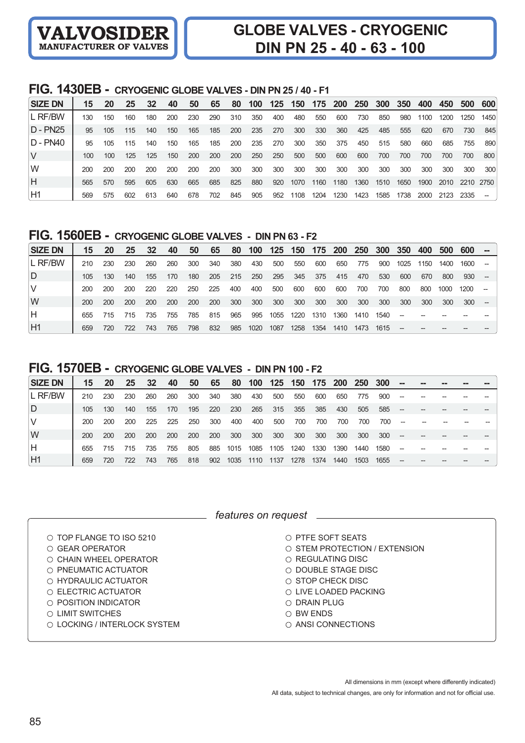# GLOBE VALVES - CRYOGENIC DIN PN 25 - 40 - 63 - 100

VALVOSIDER
MANUFACTURER OF VALVES

## FIG. 1430EB - CRYOGENIC GLOBE VALVES - DIN PN 25 / 40 - F1

| SIZE DN | 15 | 20 | 25 | 32 | 40 | 50 | 65 | 80 | 100 | 125 | 150 | 175 | 200 | 250 | 300 | 350 | 400 | 450 | 500 | 600 |
|---|---|---|---|---|---|---|---|---|---|---|---|---|---|---|---|---|---|---|---|---|
| L RF/BW | 130 | 150 | 160 | 180 | 200 | 230 | 290 | 310 | 350 | 400 | 480 | 550 | 600 | 730 | 850 | 980 | 1100 | 1200 | 1250 | 1450 |
| D - PN25 | 95 | 105 | 115 | 140 | 150 | 165 | 185 | 200 | 235 | 270 | 300 | 330 | 360 | 425 | 485 | 555 | 620 | 670 | 730 | 845 |
| D - PN40 | 95 | 105 | 115 | 140 | 150 | 165 | 185 | 200 | 235 | 270 | 300 | 350 | 375 | 450 | 515 | 580 | 660 | 685 | 755 | 890 |
| V | 100 | 100 | 125 | 125 | 150 | 200 | 200 | 200 | 250 | 250 | 500 | 500 | 600 | 600 | 700 | 700 | 700 | 700 | 700 | 800 |
| W | 200 | 200 | 200 | 200 | 200 | 200 | 200 | 300 | 300 | 300 | 300 | 300 | 300 | 300 | 300 | 300 | 300 | 300 | 300 | 300 |
| H | 565 | 570 | 595 | 605 | 630 | 665 | 685 | 825 | 880 | 920 | 1070 | 1160 | 1180 | 1360 | 1510 | 1650 | 1900 | 2010 | 2210 | 2750 |
| H1 | 569 | 575 | 602 | 613 | 640 | 678 | 702 | 845 | 905 | 952 | 1108 | 1204 | 1230 | 1423 | 1585 | 1738 | 2000 | 2123 | 2335 | -- |

## FIG. 1560EB - CRYOGENIC GLOBE VALVES - DIN PN 63 - F2

| SIZE DN | 15 | 20 | 25 | 32 | 40 | 50 | 65 | 80 | 100 | 125 | 150 | 175 | 200 | 250 | 300 | 350 | 400 | 500 | 600 | -- |
|---|---|---|---|---|---|---|---|---|---|---|---|---|---|---|---|---|---|---|---|---|
| L RF/BW | 210 | 230 | 230 | 260 | 260 | 300 | 340 | 380 | 430 | 500 | 550 | 600 | 650 | 775 | 900 | 1025 | 1150 | 1400 | 1600 | -- |
| D | 105 | 130 | 140 | 155 | 170 | 180 | 205 | 215 | 250 | 295 | 345 | 375 | 415 | 470 | 530 | 600 | 670 | 800 | 930 | -- |
| V | 200 | 200 | 200 | 220 | 220 | 250 | 225 | 400 | 400 | 500 | 600 | 600 | 600 | 700 | 700 | 800 | 800 | 1000 | 1200 | -- |
| W | 200 | 200 | 200 | 200 | 200 | 200 | 200 | 300 | 300 | 300 | 300 | 300 | 300 | 300 | 300 | 300 | 300 | 300 | 300 | -- |
| H | 655 | 715 | 715 | 735 | 755 | 785 | 815 | 965 | 995 | 1055 | 1220 | 1310 | 1360 | 1410 | 1540 | -- | -- | -- | -- | -- |
| H1 | 659 | 720 | 722 | 743 | 765 | 798 | 832 | 985 | 1020 | 1087 | 1258 | 1354 | 1410 | 1473 | 1615 | -- | -- | -- | -- | -- |

## FIG. 1570EB - CRYOGENIC GLOBE VALVES - DIN PN 100 - F2

| SIZE DN | 15 | 20 | 25 | 32 | 40 | 50 | 65 | 80 | 100 | 125 | 150 | 175 | 200 | 250 | 300 | -- | -- | -- | -- | -- |
|---|---|---|---|---|---|---|---|---|---|---|---|---|---|---|---|---|---|---|---|---|
| L RF/BW | 210 | 230 | 230 | 260 | 260 | 300 | 340 | 380 | 430 | 500 | 550 | 600 | 650 | 775 | 900 | -- | -- | -- | -- | -- |
| D | 105 | 130 | 140 | 155 | 170 | 195 | 220 | 230 | 265 | 315 | 355 | 385 | 430 | 505 | 585 | -- | -- | -- | -- | -- |
| V | 200 | 200 | 200 | 225 | 225 | 250 | 300 | 400 | 400 | 500 | 700 | 700 | 700 | 700 | 700 | -- | -- | -- | -- | -- |
| W | 200 | 200 | 200 | 200 | 200 | 200 | 200 | 300 | 300 | 300 | 300 | 300 | 300 | 300 | 300 | -- | -- | -- | -- | -- |
| H | 655 | 715 | 715 | 735 | 755 | 805 | 885 | 1015 | 1085 | 1105 | 1240 | 1330 | 1390 | 1440 | 1580 | -- | -- | -- | -- | -- |
| H1 | 659 | 720 | 722 | 743 | 765 | 818 | 902 | 1035 | 1110 | 1137 | 1278 | 1374 | 1440 | 1503 | 1655 | -- | -- | -- | -- | -- |

*features on request*

- TOP FLANGE TO ISO 5210
- GEAR OPERATOR
- CHAIN WHEEL OPERATOR
- PNEUMATIC ACTUATOR
- HYDRAULIC ACTUATOR
- ELECTRIC ACTUATOR
- POSITION INDICATOR
- LIMIT SWITCHES
- LOCKING / INTERLOCK SYSTEM
- PTFE SOFT SEATS
- STEM PROTECTION / EXTENSION
- REGULATING DISC
- DOUBLE STAGE DISC
- STOP CHECK DISC
- LIVE LOADED PACKING
- DRAIN PLUG
- BW ENDS
- ANSI CONNECTIONS

All dimensions in mm (except where differently indicated)

All data, subject to technical changes, are only for information and not for official use.